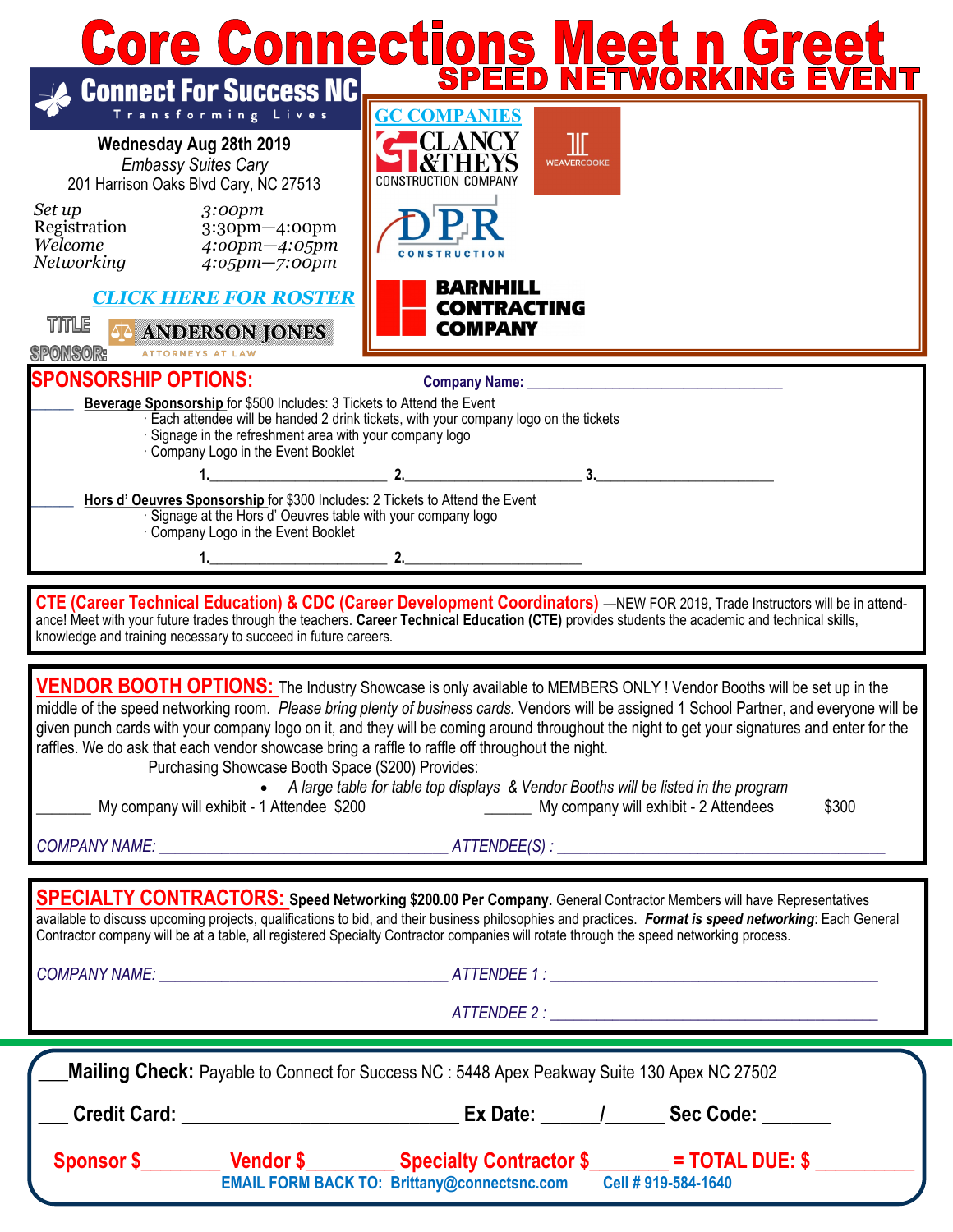# Core Connections Meet n Greet

## SPEED NETWORKING EVENT

**Connect For Success NC**
Transforming Lives

**Wednesday Aug 28th 2019**
*Embassy Suites Cary*
201 Harrison Oaks Blvd Cary, NC 27513

| | |
|---|---|
| *Set up* | *3:00pm* |
| *Registration* | *3:30pm—4:00pm* |
| *Welcome* | *4:00pm—4:05pm* |
| *Networking* | *4:05pm—7:00pm* |

***CLICK HERE FOR ROSTER***

TITLE SPONSOR: ANDERSON JONES ATTORNEYS AT LAW

**GC COMPANIES**

CLANCY &THEYS CONSTRUCTION COMPANY

WEAVERCOOKE

DPR CONSTRUCTION

BARNHILL CONTRACTING COMPANY

## SPONSORSHIP OPTIONS:

**Company Name:** ___________________________________

_____ **Beverage Sponsorship** for $500 Includes: 3 Tickets to Attend the Event
- Each attendee will be handed 2 drink tickets, with your company logo on the tickets
- Signage in the refreshment area with your company logo
- Company Logo in the Event Booklet

**1.**________________________ **2.**________________________ **3.**________________________

_____ **Hors d' Oeuvres Sponsorship** for $300 Includes: 2 Tickets to Attend the Event
- Signage at the Hors d' Oeuvres table with your company logo
- Company Logo in the Event Booklet

**1.**________________________ **2.**________________________

**CTE (Career Technical Education) & CDC (Career Development Coordinators)** —NEW FOR 2019, Trade Instructors will be in attendance! Meet with your future trades through the teachers. **Career Technical Education (CTE)** provides students the academic and technical skills, knowledge and training necessary to succeed in future careers.

## VENDOR BOOTH OPTIONS:

The Industry Showcase is only available to MEMBERS ONLY ! Vendor Booths will be set up in the middle of the speed networking room. *Please bring plenty of business cards.* Vendors will be assigned 1 School Partner, and everyone will be given punch cards with your company logo on it, and they will be coming around throughout the night to get your signatures and enter for the raffles. We do ask that each vendor showcase bring a raffle to raffle off throughout the night.

Purchasing Showcase Booth Space ($200) Provides:
- *A large table for table top displays & Vendor Booths will be listed in the program*

_______ My company will exhibit - 1 Attendee $200 ______ My company will exhibit - 2 Attendees $300

*COMPANY NAME:* ___________________________________ *ATTENDEE(S) :* ________________________________________

## SPECIALTY CONTRACTORS:

**Speed Networking $200.00 Per Company.** General Contractor Members will have Representatives available to discuss upcoming projects, qualifications to bid, and their business philosophies and practices. ***Format is speed networking***: Each General Contractor company will be at a table, all registered Specialty Contractor companies will rotate through the speed networking process.

*COMPANY NAME:* ___________________________________ *ATTENDEE 1 :* ________________________________________

*ATTENDEE 2 :* ________________________________________

___**Mailing Check:** Payable to Connect for Success NC : 5448 Apex Peakway Suite 130 Apex NC 27502

___ **Credit Card:** ______________________________ **Ex Date:** ______/______ **Sec Code:** _______

**Sponsor $**________ **Vendor $**_________ **Specialty Contractor $**________ **= TOTAL DUE: $** __________

**EMAIL FORM BACK TO: Brittany@connectsnc.com Cell # 919-584-1640**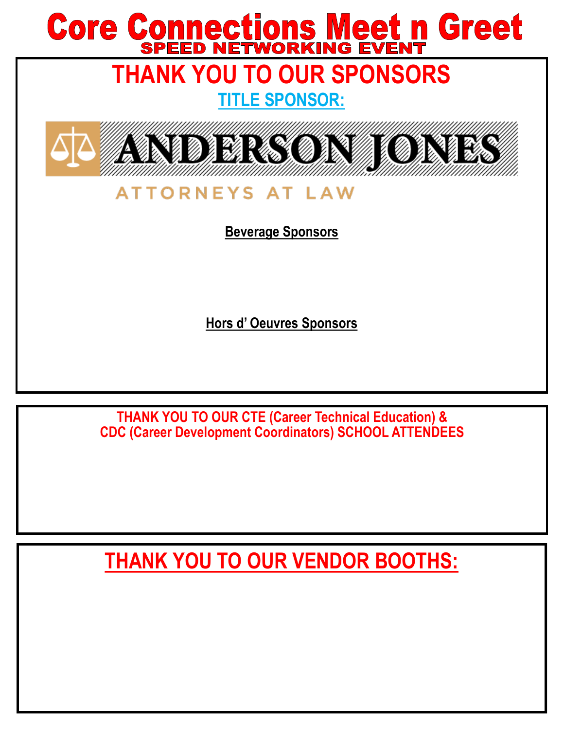# Core Connections Meet n Greet

## SPEED NETWORKING EVENT

## THANK YOU TO OUR SPONSORS

### TITLE SPONSOR:

ANDERSON JONES

ATTORNEYS AT LAW

**Beverage Sponsors**

**Hors d' Oeuvres Sponsors**

## THANK YOU TO OUR CTE (Career Technical Education) & CDC (Career Development Coordinators) SCHOOL ATTENDEES

## THANK YOU TO OUR VENDOR BOOTHS: